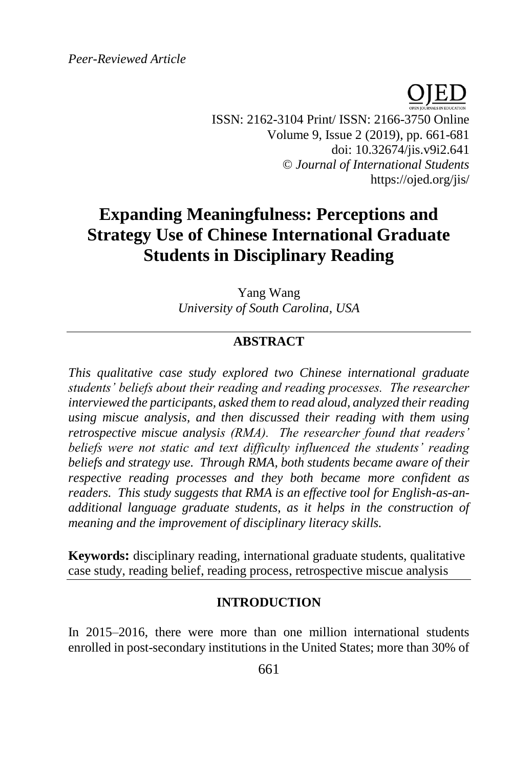*Peer-Reviewed Article*

ISSN: 2162-3104 Print/ ISSN: 2166-3750 Online
Volume 9, Issue 2 (2019), pp. 661-681
doi: 10.32674/jis.v9i2.641
© *Journal of International Students*
https://ojed.org/jis/

# Expanding Meaningfulness: Perceptions and Strategy Use of Chinese International Graduate Students in Disciplinary Reading

Yang Wang
*University of South Carolina, USA*

## ABSTRACT

*This qualitative case study explored two Chinese international graduate students' beliefs about their reading and reading processes. The researcher interviewed the participants, asked them to read aloud, analyzed their reading using miscue analysis, and then discussed their reading with them using retrospective miscue analysis (RMA). The researcher found that readers' beliefs were not static and text difficulty influenced the students' reading beliefs and strategy use. Through RMA, both students became aware of their respective reading processes and they both became more confident as readers. This study suggests that RMA is an effective tool for English-as-an-additional language graduate students, as it helps in the construction of meaning and the improvement of disciplinary literacy skills.*

**Keywords:** disciplinary reading, international graduate students, qualitative case study, reading belief, reading process, retrospective miscue analysis

## INTRODUCTION

In 2015–2016, there were more than one million international students enrolled in post-secondary institutions in the United States; more than 30% of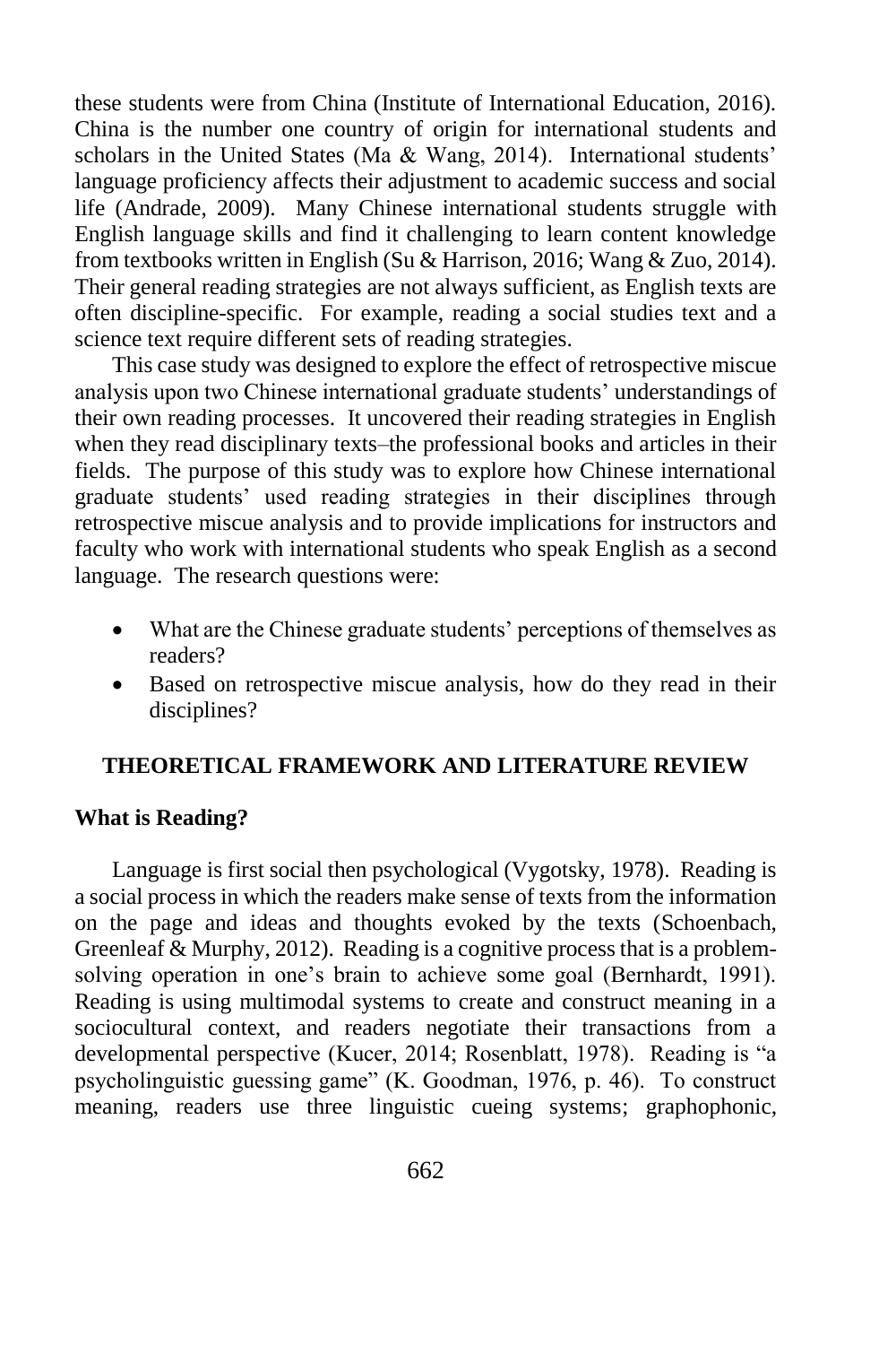these students were from China (Institute of International Education, 2016). China is the number one country of origin for international students and scholars in the United States (Ma & Wang, 2014). International students' language proficiency affects their adjustment to academic success and social life (Andrade, 2009). Many Chinese international students struggle with English language skills and find it challenging to learn content knowledge from textbooks written in English (Su & Harrison, 2016; Wang & Zuo, 2014). Their general reading strategies are not always sufficient, as English texts are often discipline-specific. For example, reading a social studies text and a science text require different sets of reading strategies.

This case study was designed to explore the effect of retrospective miscue analysis upon two Chinese international graduate students' understandings of their own reading processes. It uncovered their reading strategies in English when they read disciplinary texts–the professional books and articles in their fields. The purpose of this study was to explore how Chinese international graduate students' used reading strategies in their disciplines through retrospective miscue analysis and to provide implications for instructors and faculty who work with international students who speak English as a second language. The research questions were:

- What are the Chinese graduate students' perceptions of themselves as readers?
- Based on retrospective miscue analysis, how do they read in their disciplines?

## THEORETICAL FRAMEWORK AND LITERATURE REVIEW

### What is Reading?

Language is first social then psychological (Vygotsky, 1978). Reading is a social process in which the readers make sense of texts from the information on the page and ideas and thoughts evoked by the texts (Schoenbach, Greenleaf & Murphy, 2012). Reading is a cognitive process that is a problem-solving operation in one's brain to achieve some goal (Bernhardt, 1991). Reading is using multimodal systems to create and construct meaning in a sociocultural context, and readers negotiate their transactions from a developmental perspective (Kucer, 2014; Rosenblatt, 1978). Reading is "a psycholinguistic guessing game" (K. Goodman, 1976, p. 46). To construct meaning, readers use three linguistic cueing systems; graphophonic,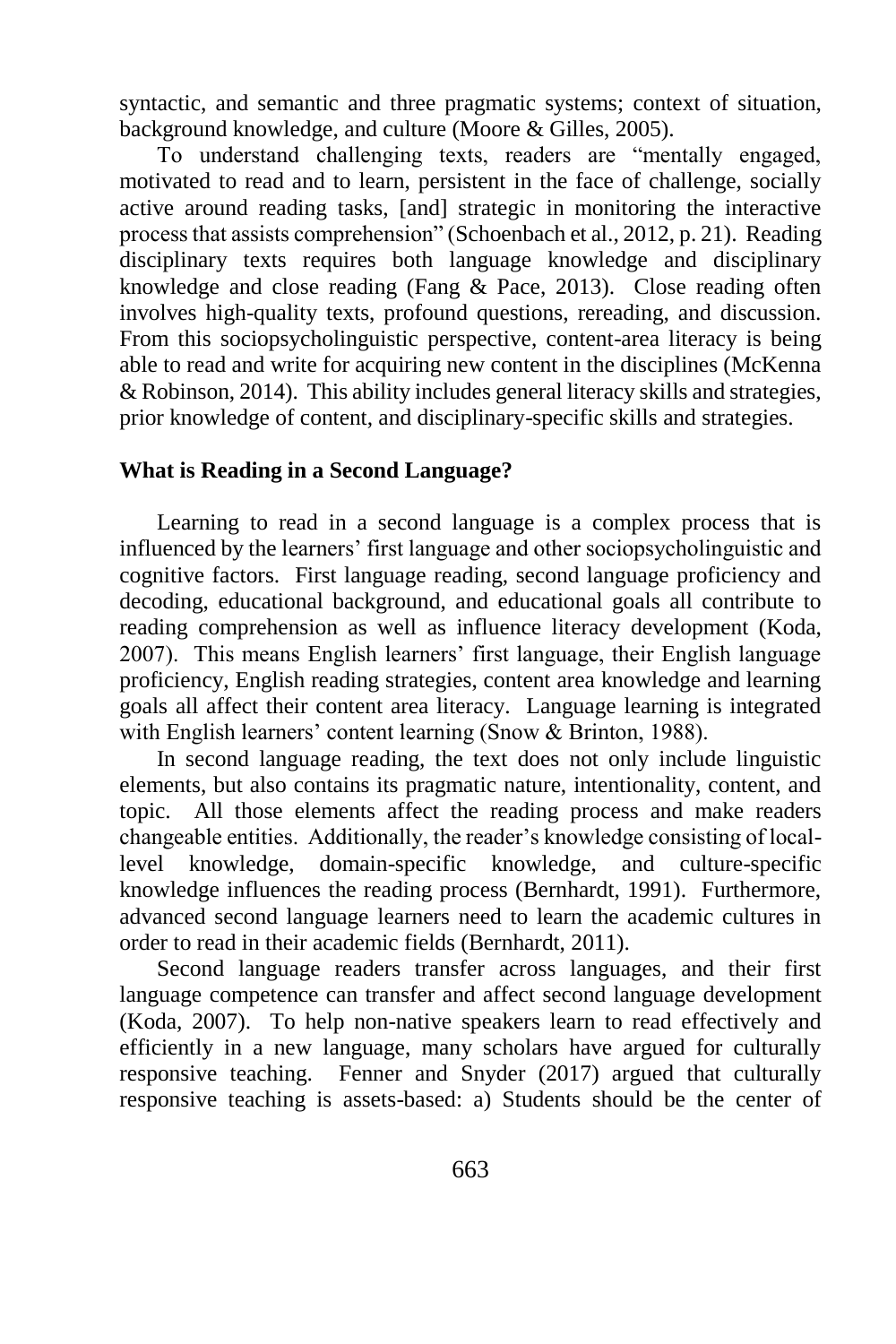syntactic, and semantic and three pragmatic systems; context of situation, background knowledge, and culture (Moore & Gilles, 2005).

To understand challenging texts, readers are "mentally engaged, motivated to read and to learn, persistent in the face of challenge, socially active around reading tasks, [and] strategic in monitoring the interactive process that assists comprehension" (Schoenbach et al., 2012, p. 21). Reading disciplinary texts requires both language knowledge and disciplinary knowledge and close reading (Fang & Pace, 2013). Close reading often involves high-quality texts, profound questions, rereading, and discussion. From this sociopsycholinguistic perspective, content-area literacy is being able to read and write for acquiring new content in the disciplines (McKenna & Robinson, 2014). This ability includes general literacy skills and strategies, prior knowledge of content, and disciplinary-specific skills and strategies.

### What is Reading in a Second Language?

Learning to read in a second language is a complex process that is influenced by the learners' first language and other sociopsycholinguistic and cognitive factors. First language reading, second language proficiency and decoding, educational background, and educational goals all contribute to reading comprehension as well as influence literacy development (Koda, 2007). This means English learners' first language, their English language proficiency, English reading strategies, content area knowledge and learning goals all affect their content area literacy. Language learning is integrated with English learners' content learning (Snow & Brinton, 1988).

In second language reading, the text does not only include linguistic elements, but also contains its pragmatic nature, intentionality, content, and topic. All those elements affect the reading process and make readers changeable entities. Additionally, the reader's knowledge consisting of local-level knowledge, domain-specific knowledge, and culture-specific knowledge influences the reading process (Bernhardt, 1991). Furthermore, advanced second language learners need to learn the academic cultures in order to read in their academic fields (Bernhardt, 2011).

Second language readers transfer across languages, and their first language competence can transfer and affect second language development (Koda, 2007). To help non-native speakers learn to read effectively and efficiently in a new language, many scholars have argued for culturally responsive teaching. Fenner and Snyder (2017) argued that culturally responsive teaching is assets-based: a) Students should be the center of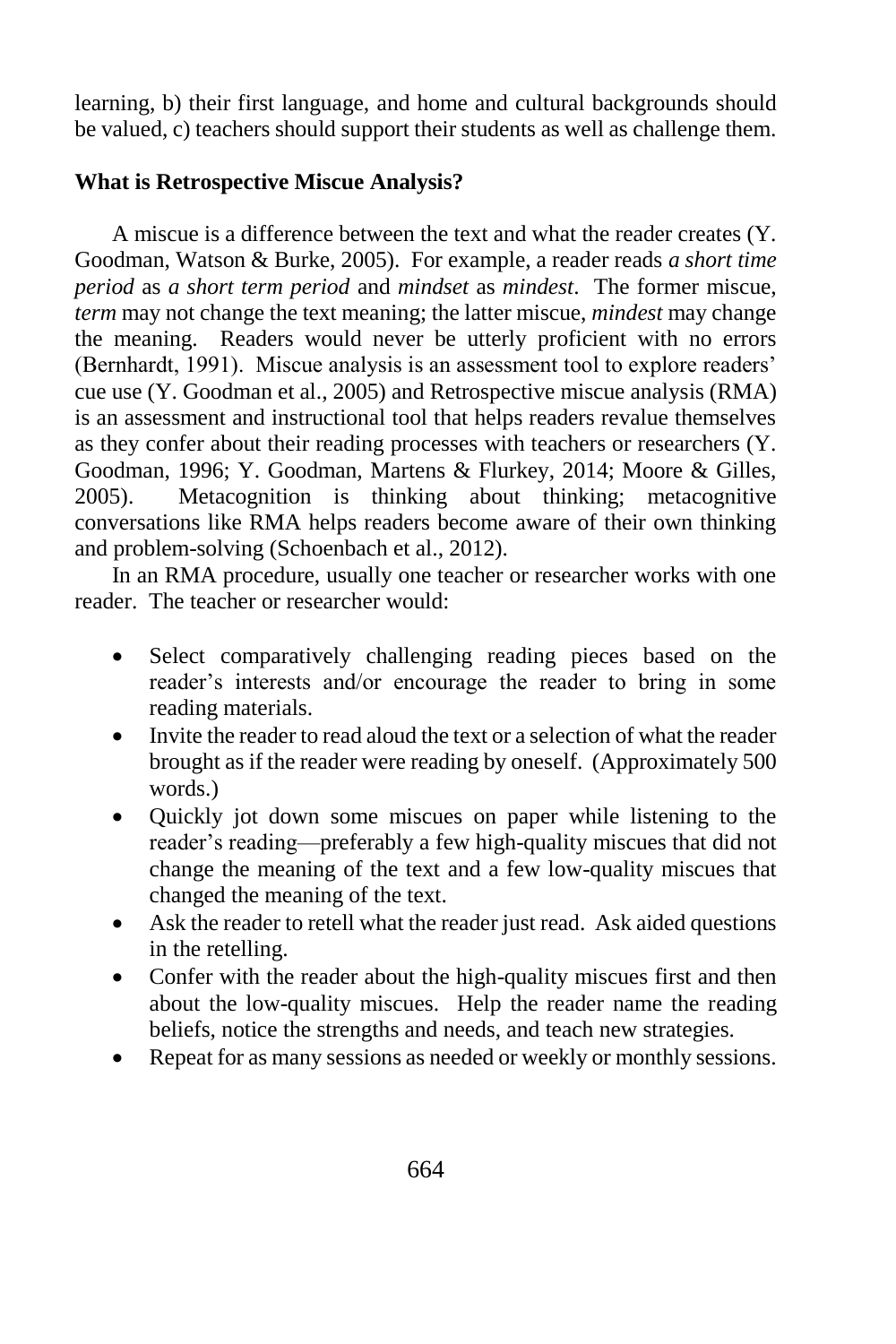learning, b) their first language, and home and cultural backgrounds should be valued, c) teachers should support their students as well as challenge them.

**What is Retrospective Miscue Analysis?**

A miscue is a difference between the text and what the reader creates (Y. Goodman, Watson & Burke, 2005). For example, a reader reads *a short time period* as *a short term period* and *mindset* as *mindest*. The former miscue, *term* may not change the text meaning; the latter miscue, *mindest* may change the meaning. Readers would never be utterly proficient with no errors (Bernhardt, 1991). Miscue analysis is an assessment tool to explore readers' cue use (Y. Goodman et al., 2005) and Retrospective miscue analysis (RMA) is an assessment and instructional tool that helps readers revalue themselves as they confer about their reading processes with teachers or researchers (Y. Goodman, 1996; Y. Goodman, Martens & Flurkey, 2014; Moore & Gilles, 2005). Metacognition is thinking about thinking; metacognitive conversations like RMA helps readers become aware of their own thinking and problem-solving (Schoenbach et al., 2012).

In an RMA procedure, usually one teacher or researcher works with one reader. The teacher or researcher would:

- Select comparatively challenging reading pieces based on the reader's interests and/or encourage the reader to bring in some reading materials.
- Invite the reader to read aloud the text or a selection of what the reader brought as if the reader were reading by oneself. (Approximately 500 words.)
- Quickly jot down some miscues on paper while listening to the reader's reading—preferably a few high-quality miscues that did not change the meaning of the text and a few low-quality miscues that changed the meaning of the text.
- Ask the reader to retell what the reader just read. Ask aided questions in the retelling.
- Confer with the reader about the high-quality miscues first and then about the low-quality miscues. Help the reader name the reading beliefs, notice the strengths and needs, and teach new strategies.
- Repeat for as many sessions as needed or weekly or monthly sessions.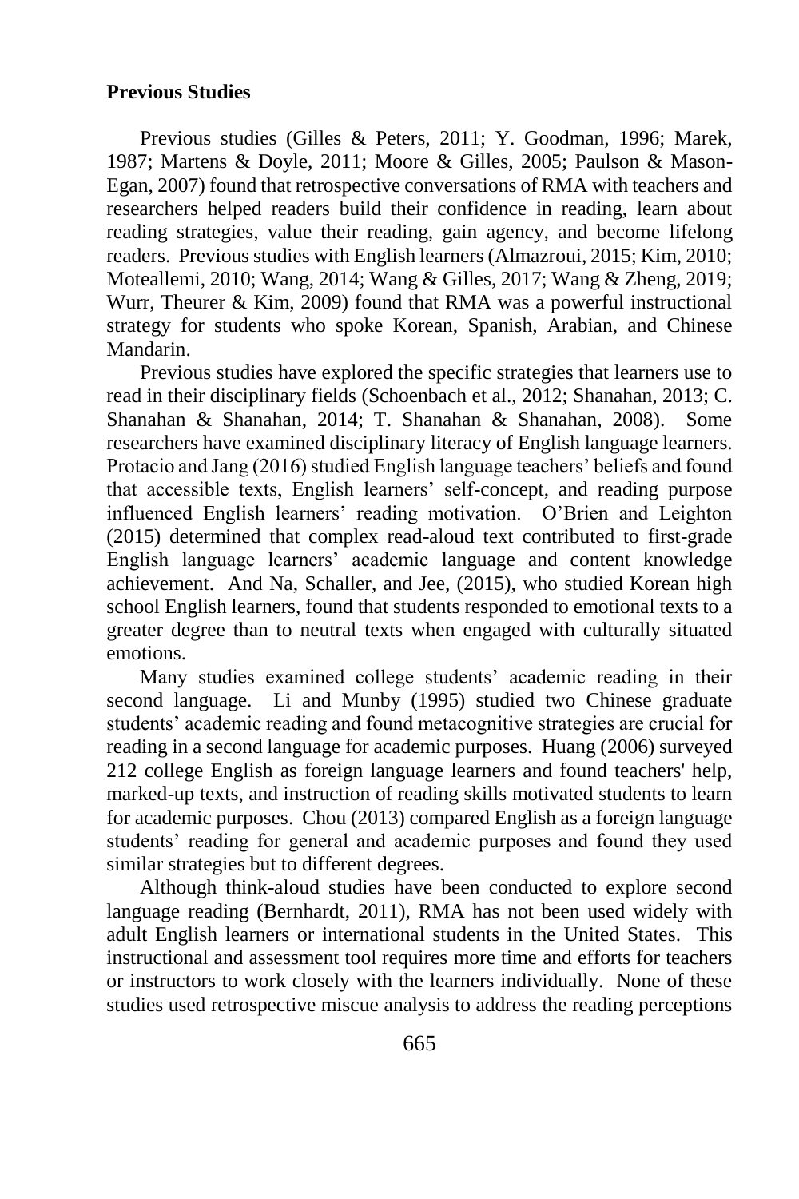**Previous Studies**

Previous studies (Gilles & Peters, 2011; Y. Goodman, 1996; Marek, 1987; Martens & Doyle, 2011; Moore & Gilles, 2005; Paulson & Mason-Egan, 2007) found that retrospective conversations of RMA with teachers and researchers helped readers build their confidence in reading, learn about reading strategies, value their reading, gain agency, and become lifelong readers. Previous studies with English learners (Almazroui, 2015; Kim, 2010; Moteallemi, 2010; Wang, 2014; Wang & Gilles, 2017; Wang & Zheng, 2019; Wurr, Theurer & Kim, 2009) found that RMA was a powerful instructional strategy for students who spoke Korean, Spanish, Arabian, and Chinese Mandarin.

Previous studies have explored the specific strategies that learners use to read in their disciplinary fields (Schoenbach et al., 2012; Shanahan, 2013; C. Shanahan & Shanahan, 2014; T. Shanahan & Shanahan, 2008). Some researchers have examined disciplinary literacy of English language learners. Protacio and Jang (2016) studied English language teachers' beliefs and found that accessible texts, English learners' self-concept, and reading purpose influenced English learners' reading motivation. O'Brien and Leighton (2015) determined that complex read-aloud text contributed to first-grade English language learners' academic language and content knowledge achievement. And Na, Schaller, and Jee, (2015), who studied Korean high school English learners, found that students responded to emotional texts to a greater degree than to neutral texts when engaged with culturally situated emotions.

Many studies examined college students' academic reading in their second language. Li and Munby (1995) studied two Chinese graduate students' academic reading and found metacognitive strategies are crucial for reading in a second language for academic purposes. Huang (2006) surveyed 212 college English as foreign language learners and found teachers' help, marked-up texts, and instruction of reading skills motivated students to learn for academic purposes. Chou (2013) compared English as a foreign language students' reading for general and academic purposes and found they used similar strategies but to different degrees.

Although think-aloud studies have been conducted to explore second language reading (Bernhardt, 2011), RMA has not been used widely with adult English learners or international students in the United States. This instructional and assessment tool requires more time and efforts for teachers or instructors to work closely with the learners individually. None of these studies used retrospective miscue analysis to address the reading perceptions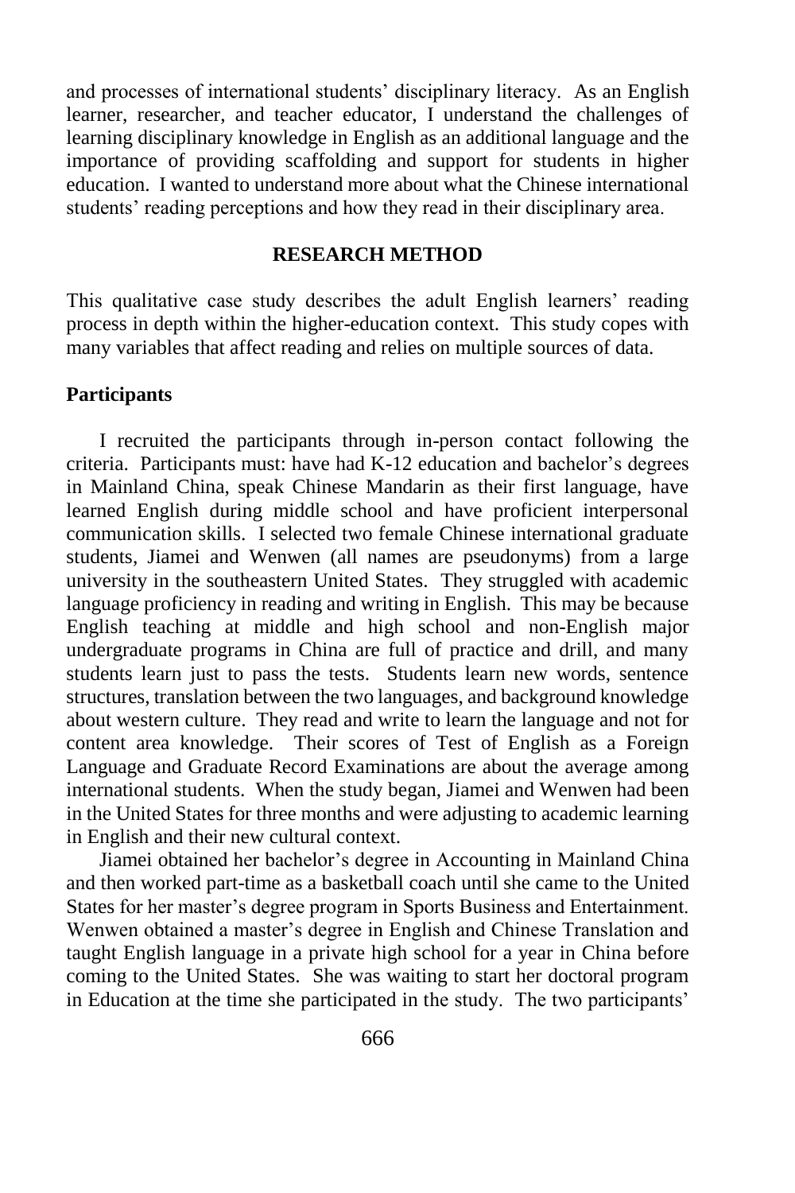and processes of international students' disciplinary literacy. As an English learner, researcher, and teacher educator, I understand the challenges of learning disciplinary knowledge in English as an additional language and the importance of providing scaffolding and support for students in higher education. I wanted to understand more about what the Chinese international students' reading perceptions and how they read in their disciplinary area.

## RESEARCH METHOD

This qualitative case study describes the adult English learners' reading process in depth within the higher-education context. This study copes with many variables that affect reading and relies on multiple sources of data.

### Participants

I recruited the participants through in-person contact following the criteria. Participants must: have had K-12 education and bachelor's degrees in Mainland China, speak Chinese Mandarin as their first language, have learned English during middle school and have proficient interpersonal communication skills. I selected two female Chinese international graduate students, Jiamei and Wenwen (all names are pseudonyms) from a large university in the southeastern United States. They struggled with academic language proficiency in reading and writing in English. This may be because English teaching at middle and high school and non-English major undergraduate programs in China are full of practice and drill, and many students learn just to pass the tests. Students learn new words, sentence structures, translation between the two languages, and background knowledge about western culture. They read and write to learn the language and not for content area knowledge. Their scores of Test of English as a Foreign Language and Graduate Record Examinations are about the average among international students. When the study began, Jiamei and Wenwen had been in the United States for three months and were adjusting to academic learning in English and their new cultural context.

Jiamei obtained her bachelor's degree in Accounting in Mainland China and then worked part-time as a basketball coach until she came to the United States for her master's degree program in Sports Business and Entertainment. Wenwen obtained a master's degree in English and Chinese Translation and taught English language in a private high school for a year in China before coming to the United States. She was waiting to start her doctoral program in Education at the time she participated in the study. The two participants'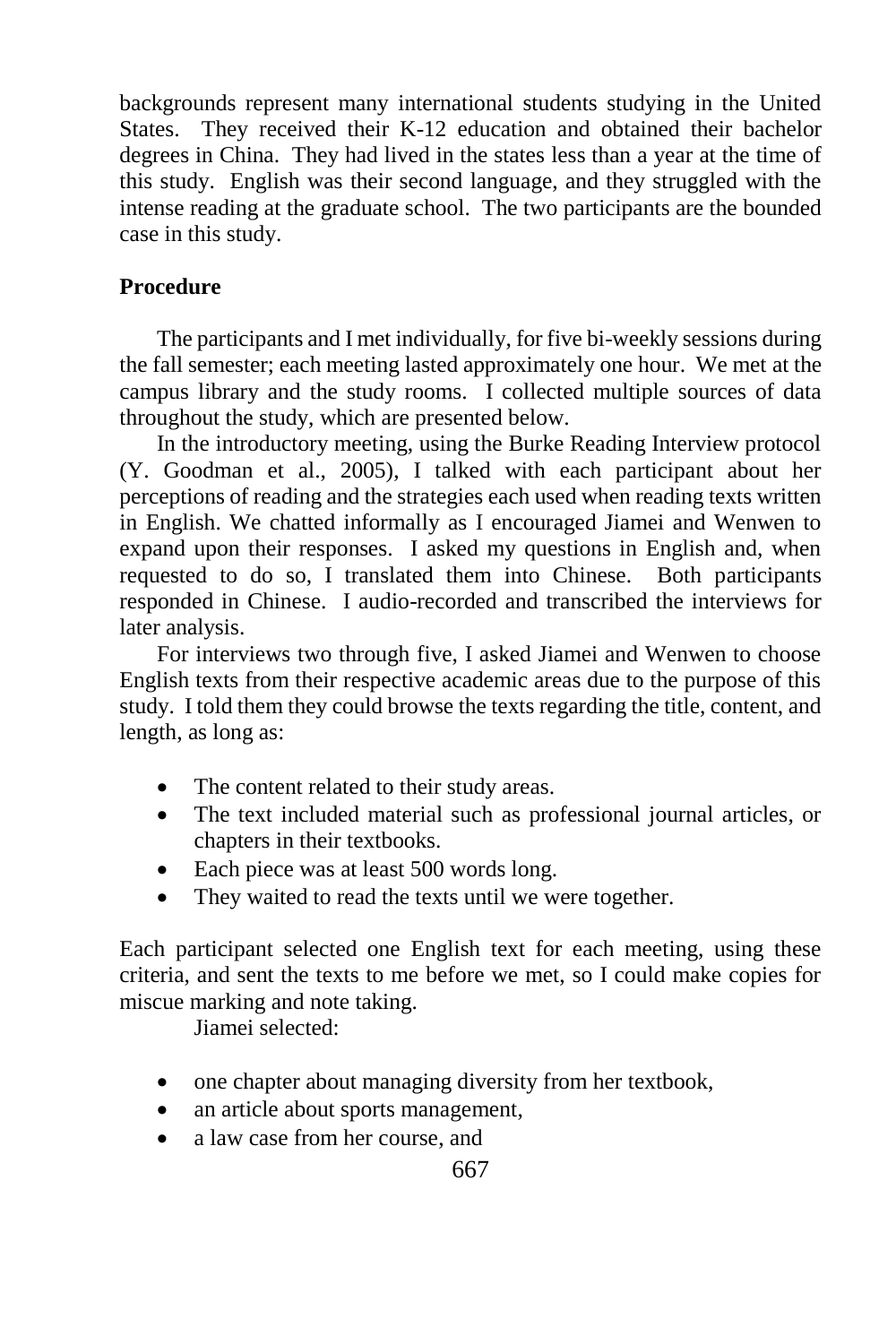backgrounds represent many international students studying in the United States. They received their K-12 education and obtained their bachelor degrees in China. They had lived in the states less than a year at the time of this study. English was their second language, and they struggled with the intense reading at the graduate school. The two participants are the bounded case in this study.

**Procedure**

The participants and I met individually, for five bi-weekly sessions during the fall semester; each meeting lasted approximately one hour. We met at the campus library and the study rooms. I collected multiple sources of data throughout the study, which are presented below.

In the introductory meeting, using the Burke Reading Interview protocol (Y. Goodman et al., 2005), I talked with each participant about her perceptions of reading and the strategies each used when reading texts written in English. We chatted informally as I encouraged Jiamei and Wenwen to expand upon their responses. I asked my questions in English and, when requested to do so, I translated them into Chinese. Both participants responded in Chinese. I audio-recorded and transcribed the interviews for later analysis.

For interviews two through five, I asked Jiamei and Wenwen to choose English texts from their respective academic areas due to the purpose of this study. I told them they could browse the texts regarding the title, content, and length, as long as:

- The content related to their study areas.
- The text included material such as professional journal articles, or chapters in their textbooks.
- Each piece was at least 500 words long.
- They waited to read the texts until we were together.

Each participant selected one English text for each meeting, using these criteria, and sent the texts to me before we met, so I could make copies for miscue marking and note taking.

Jiamei selected:

- one chapter about managing diversity from her textbook,
- an article about sports management,
- a law case from her course, and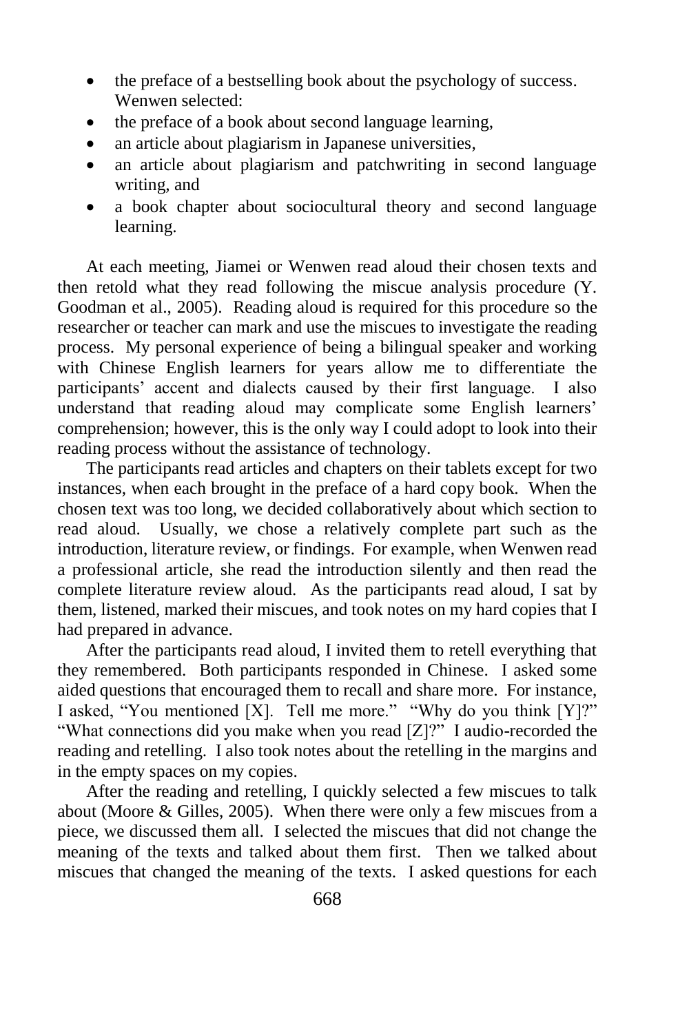- the preface of a bestselling book about the psychology of success. Wenwen selected:
- the preface of a book about second language learning,
- an article about plagiarism in Japanese universities,
- an article about plagiarism and patchwriting in second language writing, and
- a book chapter about sociocultural theory and second language learning.

At each meeting, Jiamei or Wenwen read aloud their chosen texts and then retold what they read following the miscue analysis procedure (Y. Goodman et al., 2005). Reading aloud is required for this procedure so the researcher or teacher can mark and use the miscues to investigate the reading process. My personal experience of being a bilingual speaker and working with Chinese English learners for years allow me to differentiate the participants' accent and dialects caused by their first language. I also understand that reading aloud may complicate some English learners' comprehension; however, this is the only way I could adopt to look into their reading process without the assistance of technology.

The participants read articles and chapters on their tablets except for two instances, when each brought in the preface of a hard copy book. When the chosen text was too long, we decided collaboratively about which section to read aloud. Usually, we chose a relatively complete part such as the introduction, literature review, or findings. For example, when Wenwen read a professional article, she read the introduction silently and then read the complete literature review aloud. As the participants read aloud, I sat by them, listened, marked their miscues, and took notes on my hard copies that I had prepared in advance.

After the participants read aloud, I invited them to retell everything that they remembered. Both participants responded in Chinese. I asked some aided questions that encouraged them to recall and share more. For instance, I asked, "You mentioned [X]. Tell me more." "Why do you think [Y]?" "What connections did you make when you read [Z]?" I audio-recorded the reading and retelling. I also took notes about the retelling in the margins and in the empty spaces on my copies.

After the reading and retelling, I quickly selected a few miscues to talk about (Moore & Gilles, 2005). When there were only a few miscues from a piece, we discussed them all. I selected the miscues that did not change the meaning of the texts and talked about them first. Then we talked about miscues that changed the meaning of the texts. I asked questions for each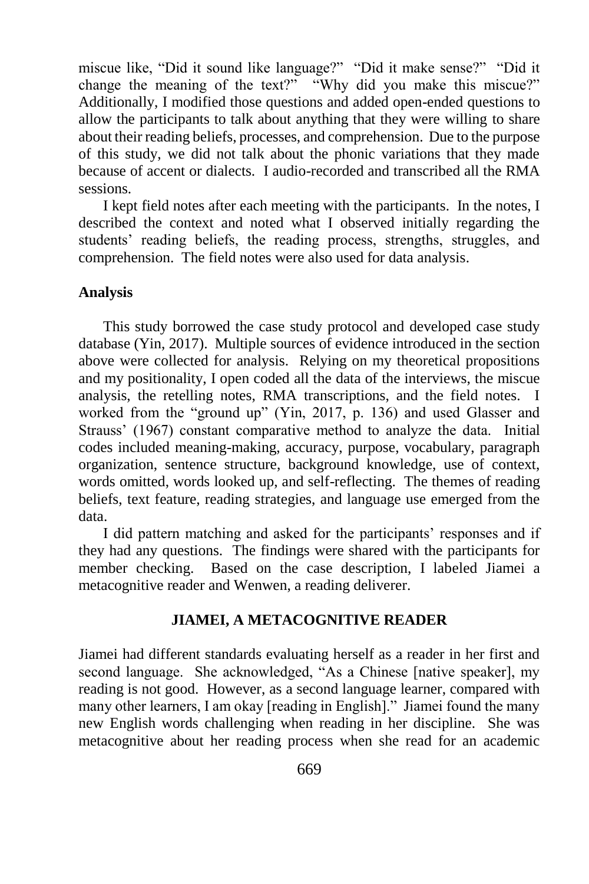miscue like, "Did it sound like language?" "Did it make sense?" "Did it change the meaning of the text?" "Why did you make this miscue?" Additionally, I modified those questions and added open-ended questions to allow the participants to talk about anything that they were willing to share about their reading beliefs, processes, and comprehension. Due to the purpose of this study, we did not talk about the phonic variations that they made because of accent or dialects. I audio-recorded and transcribed all the RMA sessions.

I kept field notes after each meeting with the participants. In the notes, I described the context and noted what I observed initially regarding the students' reading beliefs, the reading process, strengths, struggles, and comprehension. The field notes were also used for data analysis.

### Analysis

This study borrowed the case study protocol and developed case study database (Yin, 2017). Multiple sources of evidence introduced in the section above were collected for analysis. Relying on my theoretical propositions and my positionality, I open coded all the data of the interviews, the miscue analysis, the retelling notes, RMA transcriptions, and the field notes. I worked from the "ground up" (Yin, 2017, p. 136) and used Glasser and Strauss' (1967) constant comparative method to analyze the data. Initial codes included meaning-making, accuracy, purpose, vocabulary, paragraph organization, sentence structure, background knowledge, use of context, words omitted, words looked up, and self-reflecting. The themes of reading beliefs, text feature, reading strategies, and language use emerged from the data.

I did pattern matching and asked for the participants' responses and if they had any questions. The findings were shared with the participants for member checking. Based on the case description, I labeled Jiamei a metacognitive reader and Wenwen, a reading deliverer.

## JIAMEI, A METACOGNITIVE READER

Jiamei had different standards evaluating herself as a reader in her first and second language. She acknowledged, "As a Chinese [native speaker], my reading is not good. However, as a second language learner, compared with many other learners, I am okay [reading in English]." Jiamei found the many new English words challenging when reading in her discipline. She was metacognitive about her reading process when she read for an academic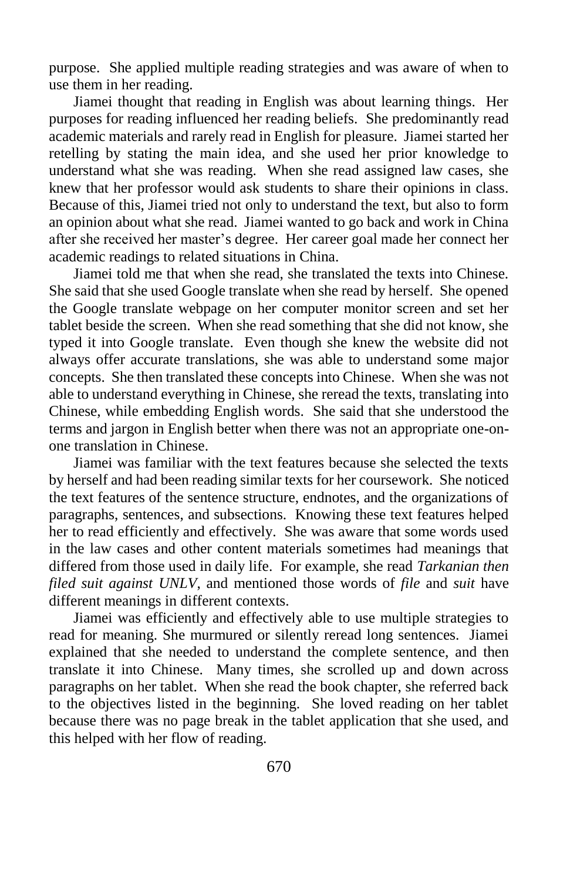purpose. She applied multiple reading strategies and was aware of when to use them in her reading.

Jiamei thought that reading in English was about learning things. Her purposes for reading influenced her reading beliefs. She predominantly read academic materials and rarely read in English for pleasure. Jiamei started her retelling by stating the main idea, and she used her prior knowledge to understand what she was reading. When she read assigned law cases, she knew that her professor would ask students to share their opinions in class. Because of this, Jiamei tried not only to understand the text, but also to form an opinion about what she read. Jiamei wanted to go back and work in China after she received her master's degree. Her career goal made her connect her academic readings to related situations in China.

Jiamei told me that when she read, she translated the texts into Chinese. She said that she used Google translate when she read by herself. She opened the Google translate webpage on her computer monitor screen and set her tablet beside the screen. When she read something that she did not know, she typed it into Google translate. Even though she knew the website did not always offer accurate translations, she was able to understand some major concepts. She then translated these concepts into Chinese. When she was not able to understand everything in Chinese, she reread the texts, translating into Chinese, while embedding English words. She said that she understood the terms and jargon in English better when there was not an appropriate one-on-one translation in Chinese.

Jiamei was familiar with the text features because she selected the texts by herself and had been reading similar texts for her coursework. She noticed the text features of the sentence structure, endnotes, and the organizations of paragraphs, sentences, and subsections. Knowing these text features helped her to read efficiently and effectively. She was aware that some words used in the law cases and other content materials sometimes had meanings that differed from those used in daily life. For example, she read *Tarkanian then filed suit against UNLV*, and mentioned those words of *file* and *suit* have different meanings in different contexts.

Jiamei was efficiently and effectively able to use multiple strategies to read for meaning. She murmured or silently reread long sentences. Jiamei explained that she needed to understand the complete sentence, and then translate it into Chinese. Many times, she scrolled up and down across paragraphs on her tablet. When she read the book chapter, she referred back to the objectives listed in the beginning. She loved reading on her tablet because there was no page break in the tablet application that she used, and this helped with her flow of reading.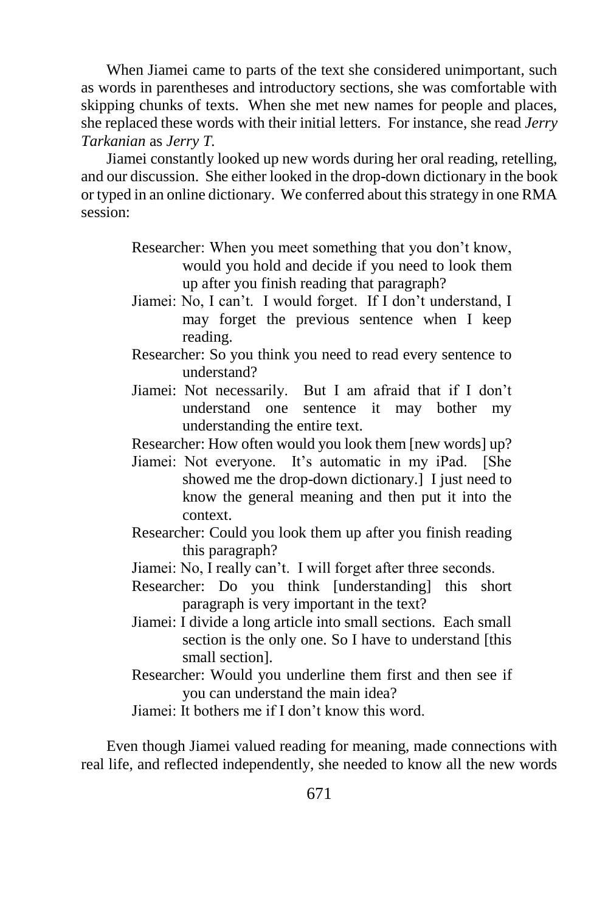When Jiamei came to parts of the text she considered unimportant, such as words in parentheses and introductory sections, she was comfortable with skipping chunks of texts. When she met new names for people and places, she replaced these words with their initial letters. For instance, she read *Jerry Tarkanian* as *Jerry T.*

Jiamei constantly looked up new words during her oral reading, retelling, and our discussion. She either looked in the drop-down dictionary in the book or typed in an online dictionary. We conferred about this strategy in one RMA session:

> Researcher: When you meet something that you don't know, would you hold and decide if you need to look them up after you finish reading that paragraph?
>
> Jiamei: No, I can't. I would forget. If I don't understand, I may forget the previous sentence when I keep reading.
>
> Researcher: So you think you need to read every sentence to understand?
>
> Jiamei: Not necessarily. But I am afraid that if I don't understand one sentence it may bother my understanding the entire text.
>
> Researcher: How often would you look them [new words] up?
>
> Jiamei: Not everyone. It's automatic in my iPad. [She showed me the drop-down dictionary.] I just need to know the general meaning and then put it into the context.
>
> Researcher: Could you look them up after you finish reading this paragraph?
>
> Jiamei: No, I really can't. I will forget after three seconds.
>
> Researcher: Do you think [understanding] this short paragraph is very important in the text?
>
> Jiamei: I divide a long article into small sections. Each small section is the only one. So I have to understand [this small section].
>
> Researcher: Would you underline them first and then see if you can understand the main idea?
>
> Jiamei: It bothers me if I don't know this word.

Even though Jiamei valued reading for meaning, made connections with real life, and reflected independently, she needed to know all the new words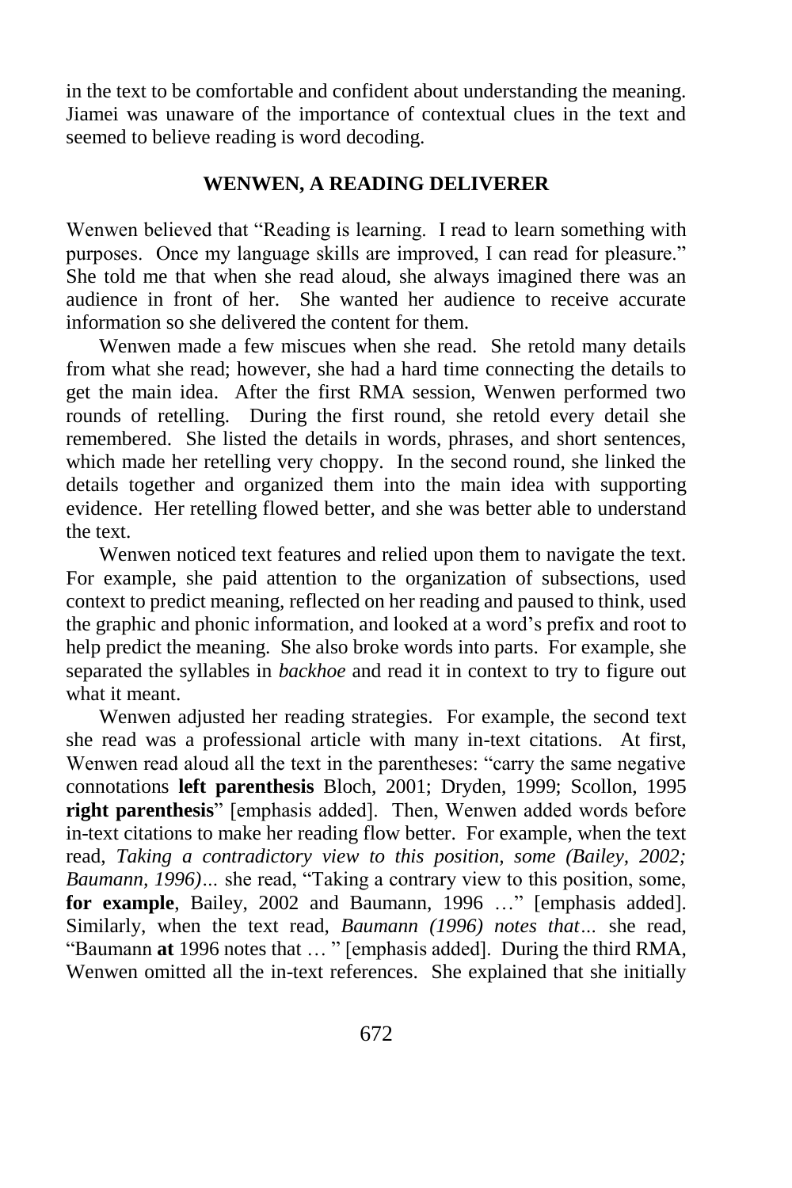in the text to be comfortable and confident about understanding the meaning. Jiamei was unaware of the importance of contextual clues in the text and seemed to believe reading is word decoding.

## WENWEN, A READING DELIVERER

Wenwen believed that "Reading is learning. I read to learn something with purposes. Once my language skills are improved, I can read for pleasure." She told me that when she read aloud, she always imagined there was an audience in front of her. She wanted her audience to receive accurate information so she delivered the content for them.

Wenwen made a few miscues when she read. She retold many details from what she read; however, she had a hard time connecting the details to get the main idea. After the first RMA session, Wenwen performed two rounds of retelling. During the first round, she retold every detail she remembered. She listed the details in words, phrases, and short sentences, which made her retelling very choppy. In the second round, she linked the details together and organized them into the main idea with supporting evidence. Her retelling flowed better, and she was better able to understand the text.

Wenwen noticed text features and relied upon them to navigate the text. For example, she paid attention to the organization of subsections, used context to predict meaning, reflected on her reading and paused to think, used the graphic and phonic information, and looked at a word's prefix and root to help predict the meaning. She also broke words into parts. For example, she separated the syllables in *backhoe* and read it in context to try to figure out what it meant.

Wenwen adjusted her reading strategies. For example, the second text she read was a professional article with many in-text citations. At first, Wenwen read aloud all the text in the parentheses: "carry the same negative connotations **left parenthesis** Bloch, 2001; Dryden, 1999; Scollon, 1995 **right parenthesis**" [emphasis added]. Then, Wenwen added words before in-text citations to make her reading flow better. For example, when the text read, *Taking a contradictory view to this position, some (Bailey, 2002; Baumann, 1996)…* she read, "Taking a contrary view to this position, some, **for example**, Bailey, 2002 and Baumann, 1996 …" [emphasis added]. Similarly, when the text read, *Baumann (1996) notes that…* she read, "Baumann **at** 1996 notes that … " [emphasis added]. During the third RMA, Wenwen omitted all the in-text references. She explained that she initially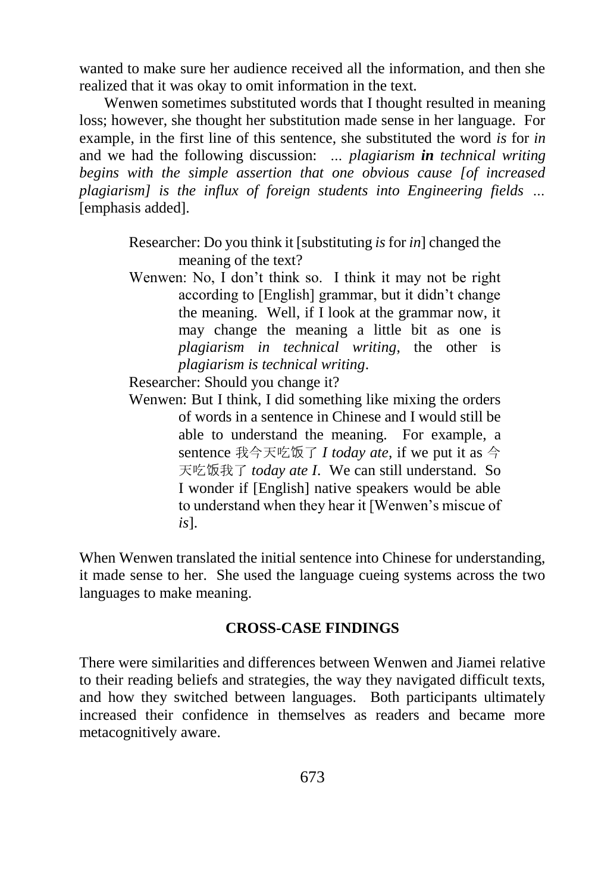wanted to make sure her audience received all the information, and then she realized that it was okay to omit information in the text.

Wenwen sometimes substituted words that I thought resulted in meaning loss; however, she thought her substitution made sense in her language. For example, in the first line of this sentence, she substituted the word *is* for *in* and we had the following discussion: *... plagiarism **in** technical writing begins with the simple assertion that one obvious cause [of increased plagiarism] is the influx of foreign students into Engineering fields ...* [emphasis added].

> Researcher: Do you think it [substituting *is* for *in*] changed the meaning of the text?
>
> Wenwen: No, I don't think so. I think it may not be right according to [English] grammar, but it didn't change the meaning. Well, if I look at the grammar now, it may change the meaning a little bit as one is *plagiarism in technical writing*, the other is *plagiarism is technical writing*.
>
> Researcher: Should you change it?
>
> Wenwen: But I think, I did something like mixing the orders of words in a sentence in Chinese and I would still be able to understand the meaning. For example, a sentence 我今天吃饭了 *I today ate*, if we put it as 今天吃饭我了 *today ate I*. We can still understand. So I wonder if [English] native speakers would be able to understand when they hear it [Wenwen's miscue of *is*].

When Wenwen translated the initial sentence into Chinese for understanding, it made sense to her. She used the language cueing systems across the two languages to make meaning.

## CROSS-CASE FINDINGS

There were similarities and differences between Wenwen and Jiamei relative to their reading beliefs and strategies, the way they navigated difficult texts, and how they switched between languages. Both participants ultimately increased their confidence in themselves as readers and became more metacognitively aware.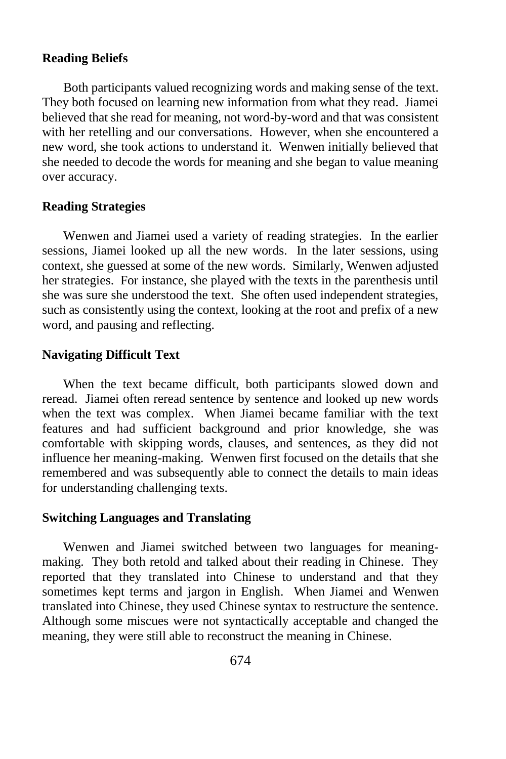### Reading Beliefs

Both participants valued recognizing words and making sense of the text. They both focused on learning new information from what they read. Jiamei believed that she read for meaning, not word-by-word and that was consistent with her retelling and our conversations. However, when she encountered a new word, she took actions to understand it. Wenwen initially believed that she needed to decode the words for meaning and she began to value meaning over accuracy.

### Reading Strategies

Wenwen and Jiamei used a variety of reading strategies. In the earlier sessions, Jiamei looked up all the new words. In the later sessions, using context, she guessed at some of the new words. Similarly, Wenwen adjusted her strategies. For instance, she played with the texts in the parenthesis until she was sure she understood the text. She often used independent strategies, such as consistently using the context, looking at the root and prefix of a new word, and pausing and reflecting.

### Navigating Difficult Text

When the text became difficult, both participants slowed down and reread. Jiamei often reread sentence by sentence and looked up new words when the text was complex. When Jiamei became familiar with the text features and had sufficient background and prior knowledge, she was comfortable with skipping words, clauses, and sentences, as they did not influence her meaning-making. Wenwen first focused on the details that she remembered and was subsequently able to connect the details to main ideas for understanding challenging texts.

### Switching Languages and Translating

Wenwen and Jiamei switched between two languages for meaning-making. They both retold and talked about their reading in Chinese. They reported that they translated into Chinese to understand and that they sometimes kept terms and jargon in English. When Jiamei and Wenwen translated into Chinese, they used Chinese syntax to restructure the sentence. Although some miscues were not syntactically acceptable and changed the meaning, they were still able to reconstruct the meaning in Chinese.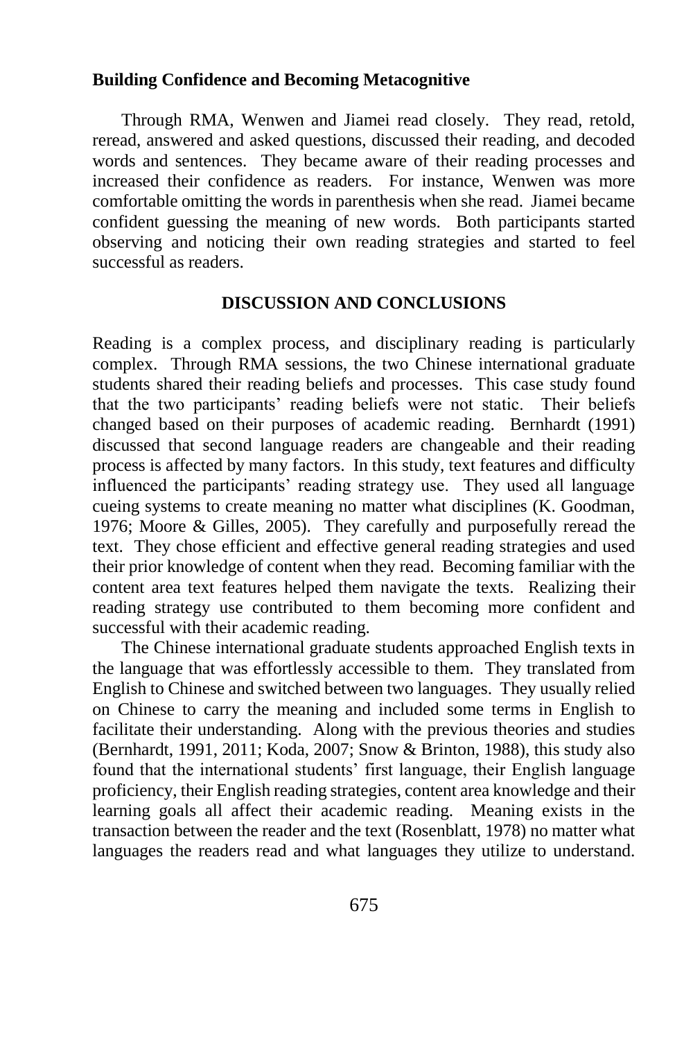**Building Confidence and Becoming Metacognitive**

Through RMA, Wenwen and Jiamei read closely. They read, retold, reread, answered and asked questions, discussed their reading, and decoded words and sentences. They became aware of their reading processes and increased their confidence as readers. For instance, Wenwen was more comfortable omitting the words in parenthesis when she read. Jiamei became confident guessing the meaning of new words. Both participants started observing and noticing their own reading strategies and started to feel successful as readers.

## DISCUSSION AND CONCLUSIONS

Reading is a complex process, and disciplinary reading is particularly complex. Through RMA sessions, the two Chinese international graduate students shared their reading beliefs and processes. This case study found that the two participants' reading beliefs were not static. Their beliefs changed based on their purposes of academic reading. Bernhardt (1991) discussed that second language readers are changeable and their reading process is affected by many factors. In this study, text features and difficulty influenced the participants' reading strategy use. They used all language cueing systems to create meaning no matter what disciplines (K. Goodman, 1976; Moore & Gilles, 2005). They carefully and purposefully reread the text. They chose efficient and effective general reading strategies and used their prior knowledge of content when they read. Becoming familiar with the content area text features helped them navigate the texts. Realizing their reading strategy use contributed to them becoming more confident and successful with their academic reading.

The Chinese international graduate students approached English texts in the language that was effortlessly accessible to them. They translated from English to Chinese and switched between two languages. They usually relied on Chinese to carry the meaning and included some terms in English to facilitate their understanding. Along with the previous theories and studies (Bernhardt, 1991, 2011; Koda, 2007; Snow & Brinton, 1988), this study also found that the international students' first language, their English language proficiency, their English reading strategies, content area knowledge and their learning goals all affect their academic reading. Meaning exists in the transaction between the reader and the text (Rosenblatt, 1978) no matter what languages the readers read and what languages they utilize to understand.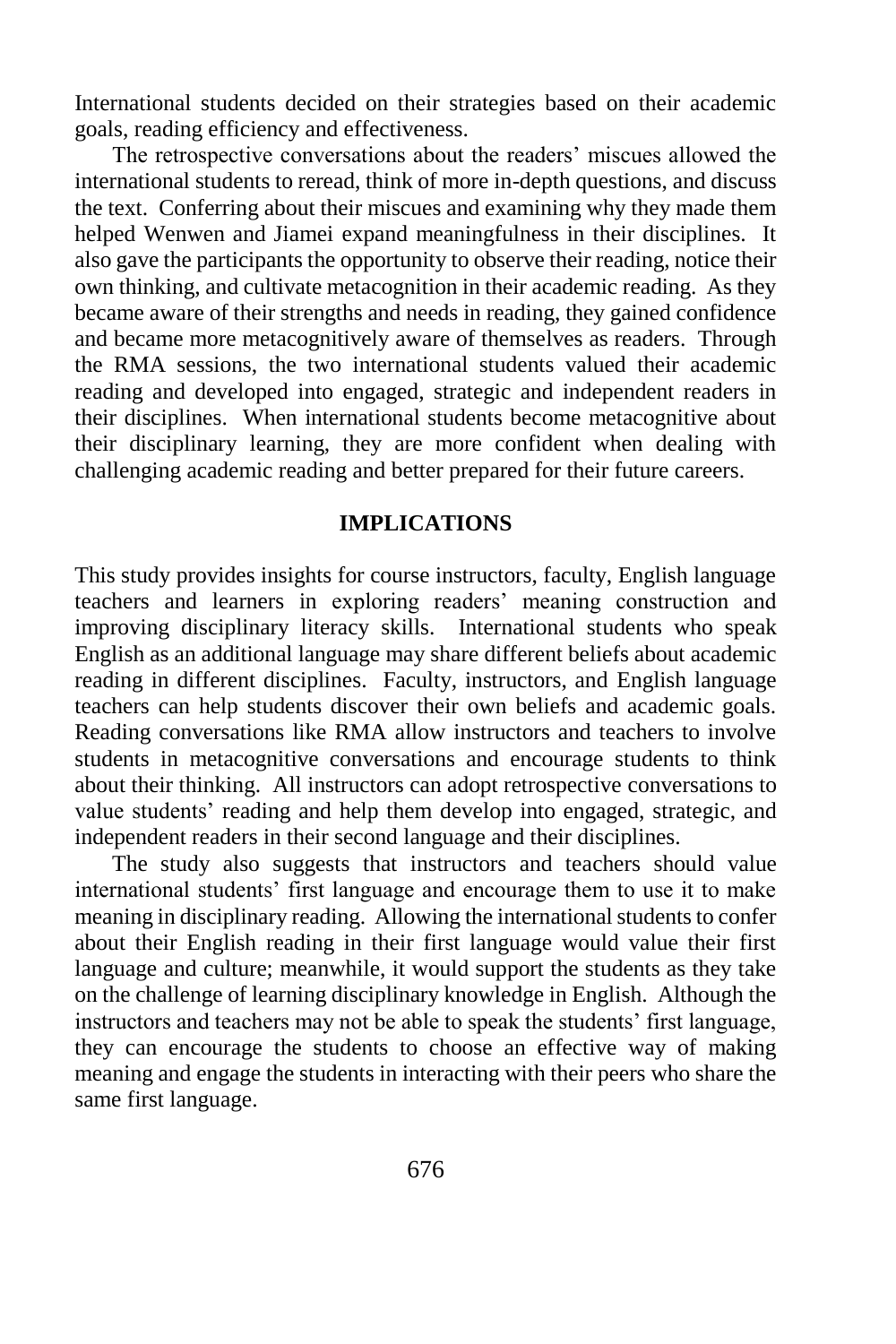International students decided on their strategies based on their academic goals, reading efficiency and effectiveness.

The retrospective conversations about the readers' miscues allowed the international students to reread, think of more in-depth questions, and discuss the text. Conferring about their miscues and examining why they made them helped Wenwen and Jiamei expand meaningfulness in their disciplines. It also gave the participants the opportunity to observe their reading, notice their own thinking, and cultivate metacognition in their academic reading. As they became aware of their strengths and needs in reading, they gained confidence and became more metacognitively aware of themselves as readers. Through the RMA sessions, the two international students valued their academic reading and developed into engaged, strategic and independent readers in their disciplines. When international students become metacognitive about their disciplinary learning, they are more confident when dealing with challenging academic reading and better prepared for their future careers.

## IMPLICATIONS

This study provides insights for course instructors, faculty, English language teachers and learners in exploring readers' meaning construction and improving disciplinary literacy skills. International students who speak English as an additional language may share different beliefs about academic reading in different disciplines. Faculty, instructors, and English language teachers can help students discover their own beliefs and academic goals. Reading conversations like RMA allow instructors and teachers to involve students in metacognitive conversations and encourage students to think about their thinking. All instructors can adopt retrospective conversations to value students' reading and help them develop into engaged, strategic, and independent readers in their second language and their disciplines.

The study also suggests that instructors and teachers should value international students' first language and encourage them to use it to make meaning in disciplinary reading. Allowing the international students to confer about their English reading in their first language would value their first language and culture; meanwhile, it would support the students as they take on the challenge of learning disciplinary knowledge in English. Although the instructors and teachers may not be able to speak the students' first language, they can encourage the students to choose an effective way of making meaning and engage the students in interacting with their peers who share the same first language.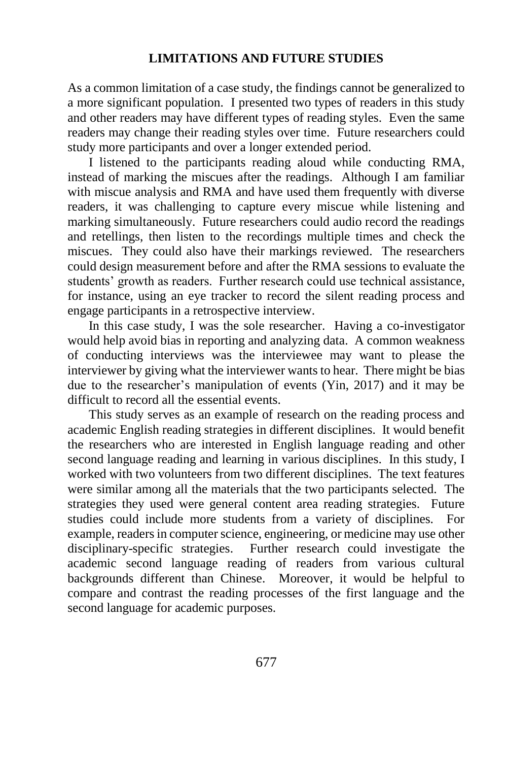## LIMITATIONS AND FUTURE STUDIES

As a common limitation of a case study, the findings cannot be generalized to a more significant population. I presented two types of readers in this study and other readers may have different types of reading styles. Even the same readers may change their reading styles over time. Future researchers could study more participants and over a longer extended period.

I listened to the participants reading aloud while conducting RMA, instead of marking the miscues after the readings. Although I am familiar with miscue analysis and RMA and have used them frequently with diverse readers, it was challenging to capture every miscue while listening and marking simultaneously. Future researchers could audio record the readings and retellings, then listen to the recordings multiple times and check the miscues. They could also have their markings reviewed. The researchers could design measurement before and after the RMA sessions to evaluate the students' growth as readers. Further research could use technical assistance, for instance, using an eye tracker to record the silent reading process and engage participants in a retrospective interview.

In this case study, I was the sole researcher. Having a co-investigator would help avoid bias in reporting and analyzing data. A common weakness of conducting interviews was the interviewee may want to please the interviewer by giving what the interviewer wants to hear. There might be bias due to the researcher's manipulation of events (Yin, 2017) and it may be difficult to record all the essential events.

This study serves as an example of research on the reading process and academic English reading strategies in different disciplines. It would benefit the researchers who are interested in English language reading and other second language reading and learning in various disciplines. In this study, I worked with two volunteers from two different disciplines. The text features were similar among all the materials that the two participants selected. The strategies they used were general content area reading strategies. Future studies could include more students from a variety of disciplines. For example, readers in computer science, engineering, or medicine may use other disciplinary-specific strategies. Further research could investigate the academic second language reading of readers from various cultural backgrounds different than Chinese. Moreover, it would be helpful to compare and contrast the reading processes of the first language and the second language for academic purposes.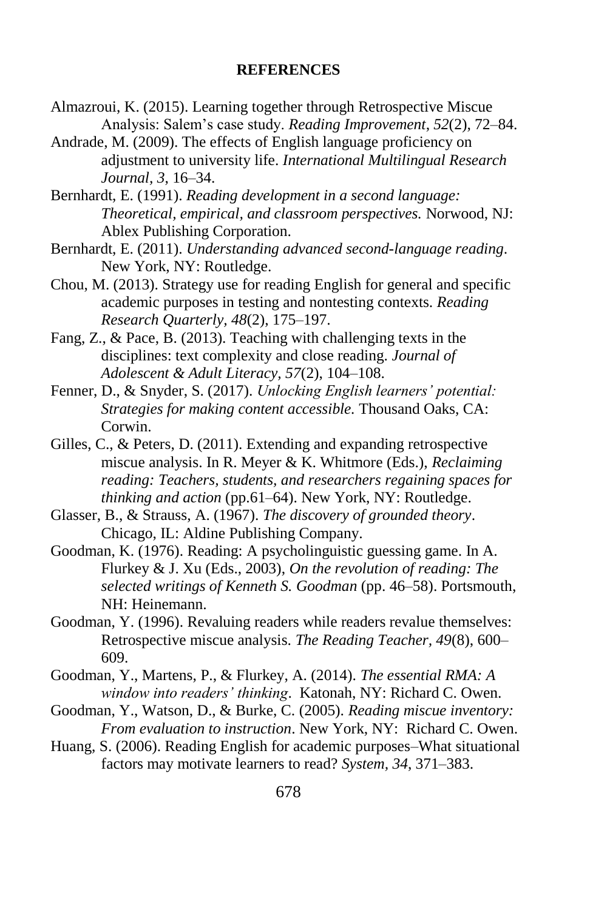## REFERENCES

Almazroui, K. (2015). Learning together through Retrospective Miscue Analysis: Salem's case study. *Reading Improvement*, *52*(2), 72–84.

Andrade, M. (2009). The effects of English language proficiency on adjustment to university life. *International Multilingual Research Journal, 3*, 16–34.

Bernhardt, E. (1991). *Reading development in a second language: Theoretical, empirical, and classroom perspectives.* Norwood, NJ: Ablex Publishing Corporation.

Bernhardt, E. (2011). *Understanding advanced second-language reading*. New York, NY: Routledge.

Chou, M. (2013). Strategy use for reading English for general and specific academic purposes in testing and nontesting contexts. *Reading Research Quarterly, 48*(2), 175–197.

Fang, Z., & Pace, B. (2013). Teaching with challenging texts in the disciplines: text complexity and close reading. *Journal of Adolescent & Adult Literacy, 57*(2), 104–108.

Fenner, D., & Snyder, S. (2017). *Unlocking English learners' potential: Strategies for making content accessible.* Thousand Oaks, CA: Corwin.

Gilles, C., & Peters, D. (2011). Extending and expanding retrospective miscue analysis. In R. Meyer & K. Whitmore (Eds.), *Reclaiming reading: Teachers, students, and researchers regaining spaces for thinking and action* (pp.61–64). New York, NY: Routledge.

Glasser, B., & Strauss, A. (1967). *The discovery of grounded theory*. Chicago, IL: Aldine Publishing Company.

Goodman, K. (1976). Reading: A psycholinguistic guessing game. In A. Flurkey & J. Xu (Eds., 2003), *On the revolution of reading: The selected writings of Kenneth S. Goodman* (pp. 46–58). Portsmouth, NH: Heinemann.

Goodman, Y. (1996). Revaluing readers while readers revalue themselves: Retrospective miscue analysis. *The Reading Teacher, 49*(8), 600–609.

Goodman, Y., Martens, P., & Flurkey, A. (2014). *The essential RMA: A window into readers' thinking*. Katonah, NY: Richard C. Owen.

Goodman, Y., Watson, D., & Burke, C. (2005). *Reading miscue inventory: From evaluation to instruction*. New York, NY: Richard C. Owen.

Huang, S. (2006). Reading English for academic purposes–What situational factors may motivate learners to read? *System, 34*, 371–383.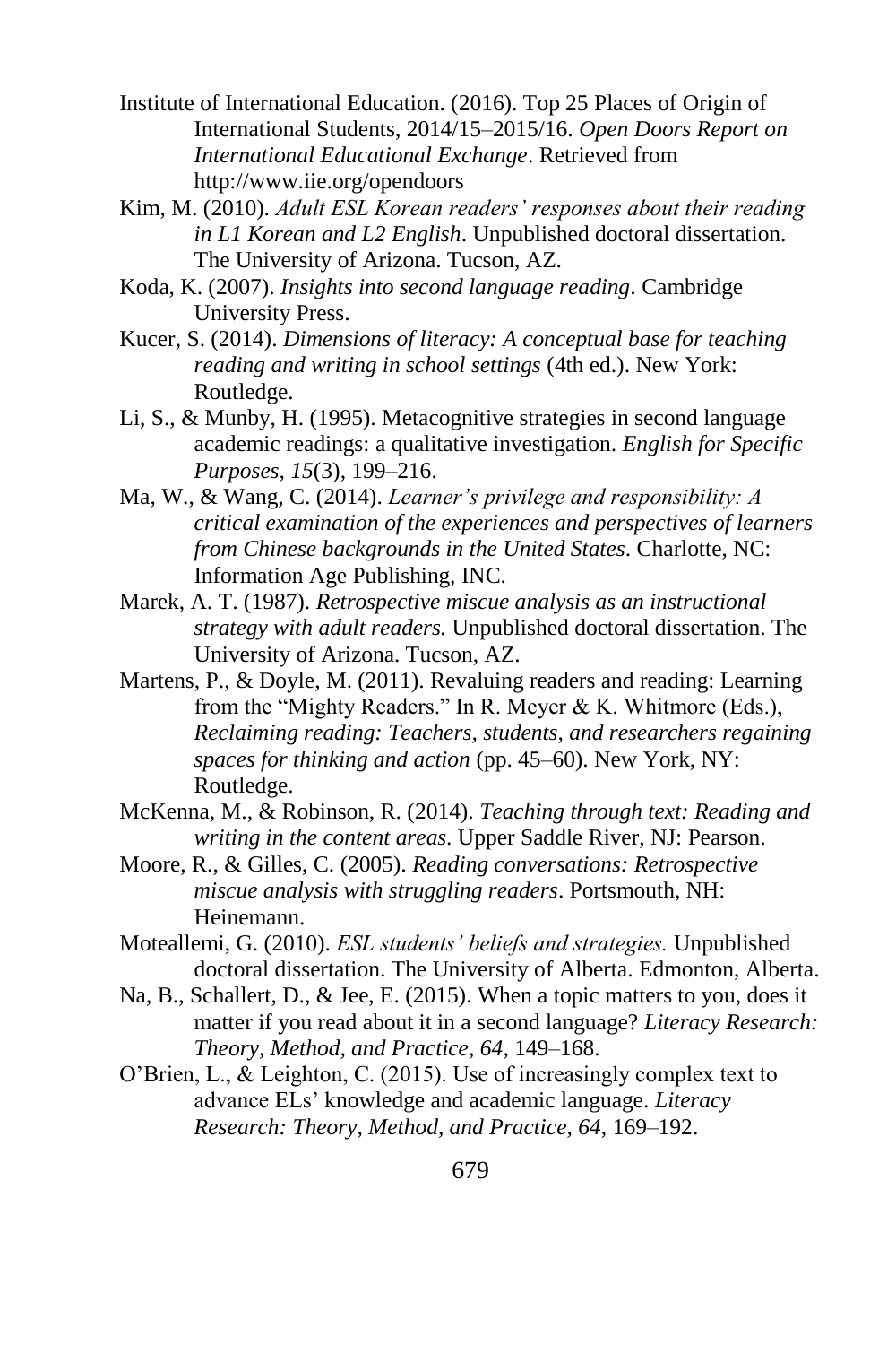Institute of International Education. (2016). Top 25 Places of Origin of International Students, 2014/15–2015/16. *Open Doors Report on International Educational Exchange*. Retrieved from http://www.iie.org/opendoors

Kim, M. (2010). *Adult ESL Korean readers' responses about their reading in L1 Korean and L2 English*. Unpublished doctoral dissertation. The University of Arizona. Tucson, AZ.

Koda, K. (2007). *Insights into second language reading*. Cambridge University Press.

Kucer, S. (2014). *Dimensions of literacy: A conceptual base for teaching reading and writing in school settings* (4th ed.). New York: Routledge.

Li, S., & Munby, H. (1995). Metacognitive strategies in second language academic readings: a qualitative investigation. *English for Specific Purposes, 15*(3), 199–216.

Ma, W., & Wang, C. (2014). *Learner's privilege and responsibility: A critical examination of the experiences and perspectives of learners from Chinese backgrounds in the United States*. Charlotte, NC: Information Age Publishing, INC.

Marek, A. T. (1987). *Retrospective miscue analysis as an instructional strategy with adult readers.* Unpublished doctoral dissertation. The University of Arizona. Tucson, AZ.

Martens, P., & Doyle, M. (2011). Revaluing readers and reading: Learning from the "Mighty Readers." In R. Meyer & K. Whitmore (Eds.), *Reclaiming reading: Teachers, students, and researchers regaining spaces for thinking and action* (pp. 45–60). New York, NY: Routledge.

McKenna, M., & Robinson, R. (2014). *Teaching through text: Reading and writing in the content areas*. Upper Saddle River, NJ: Pearson.

Moore, R., & Gilles, C. (2005). *Reading conversations: Retrospective miscue analysis with struggling readers*. Portsmouth, NH: Heinemann.

Moteallemi, G. (2010). *ESL students' beliefs and strategies.* Unpublished doctoral dissertation. The University of Alberta. Edmonton, Alberta.

Na, B., Schallert, D., & Jee, E. (2015). When a topic matters to you, does it matter if you read about it in a second language? *Literacy Research: Theory, Method, and Practice, 64*, 149–168.

O'Brien, L., & Leighton, C. (2015). Use of increasingly complex text to advance ELs' knowledge and academic language. *Literacy Research: Theory, Method, and Practice, 64*, 169–192.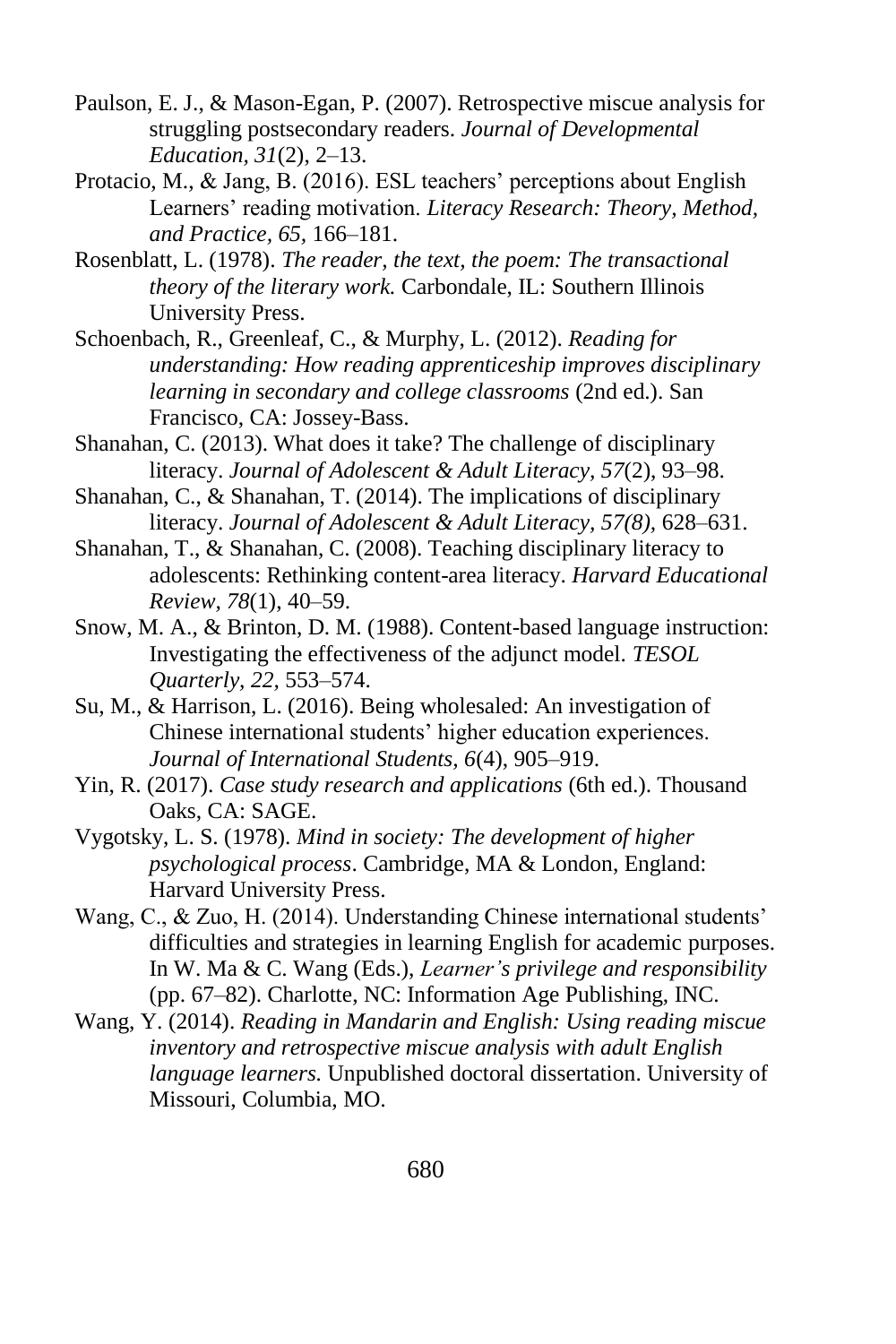Paulson, E. J., & Mason-Egan, P. (2007). Retrospective miscue analysis for struggling postsecondary readers. *Journal of Developmental Education, 31*(2), 2–13.

Protacio, M., & Jang, B. (2016). ESL teachers' perceptions about English Learners' reading motivation. *Literacy Research: Theory, Method, and Practice, 65*, 166–181.

Rosenblatt, L. (1978). *The reader, the text, the poem: The transactional theory of the literary work.* Carbondale, IL: Southern Illinois University Press.

Schoenbach, R., Greenleaf, C., & Murphy, L. (2012). *Reading for understanding: How reading apprenticeship improves disciplinary learning in secondary and college classrooms* (2nd ed.). San Francisco, CA: Jossey-Bass.

Shanahan, C. (2013). What does it take? The challenge of disciplinary literacy. *Journal of Adolescent & Adult Literacy, 57*(2), 93–98.

Shanahan, C., & Shanahan, T. (2014). The implications of disciplinary literacy. *Journal of Adolescent & Adult Literacy, 57(8),* 628–631.

Shanahan, T., & Shanahan, C. (2008). Teaching disciplinary literacy to adolescents: Rethinking content-area literacy. *Harvard Educational Review, 78*(1), 40–59.

Snow, M. A., & Brinton, D. M. (1988). Content-based language instruction: Investigating the effectiveness of the adjunct model. *TESOL Quarterly, 22,* 553–574.

Su, M., & Harrison, L. (2016). Being wholesaled: An investigation of Chinese international students' higher education experiences. *Journal of International Students, 6*(4), 905–919.

Yin, R. (2017). *Case study research and applications* (6th ed.). Thousand Oaks, CA: SAGE.

Vygotsky, L. S. (1978). *Mind in society: The development of higher psychological process*. Cambridge, MA & London, England: Harvard University Press.

Wang, C., & Zuo, H. (2014). Understanding Chinese international students' difficulties and strategies in learning English for academic purposes. In W. Ma & C. Wang (Eds.), *Learner's privilege and responsibility* (pp. 67–82). Charlotte, NC: Information Age Publishing, INC.

Wang, Y. (2014). *Reading in Mandarin and English: Using reading miscue inventory and retrospective miscue analysis with adult English language learners.* Unpublished doctoral dissertation. University of Missouri, Columbia, MO.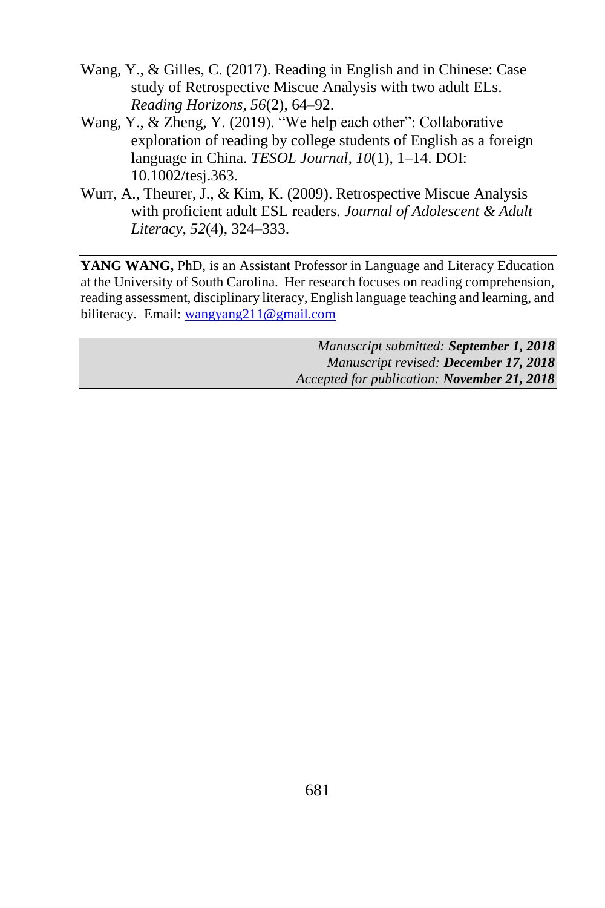Wang, Y., & Gilles, C. (2017). Reading in English and in Chinese: Case study of Retrospective Miscue Analysis with two adult ELs. *Reading Horizons, 56*(2), 64–92.

Wang, Y., & Zheng, Y. (2019). "We help each other": Collaborative exploration of reading by college students of English as a foreign language in China. *TESOL Journal, 10*(1), 1–14. DOI: 10.1002/tesj.363.

Wurr, A., Theurer, J., & Kim, K. (2009). Retrospective Miscue Analysis with proficient adult ESL readers. *Journal of Adolescent & Adult Literacy, 52*(4), 324–333.

---

**YANG WANG,** PhD, is an Assistant Professor in Language and Literacy Education at the University of South Carolina. Her research focuses on reading comprehension, reading assessment, disciplinary literacy, English language teaching and learning, and biliteracy. Email: wangyang211@gmail.com

*Manuscript submitted:* ***September 1, 2018***
*Manuscript revised:* ***December 17, 2018***
*Accepted for publication:* ***November 21, 2018***